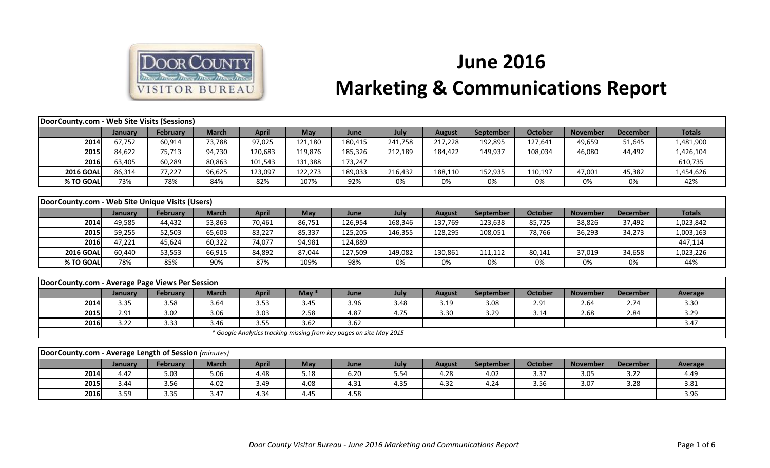# June 2016
# Marketing & Communications Report

| DoorCounty.com - Web Site Visits (Sessions) | | | | | | | | | | | | | |
|---|---|---|---|---|---|---|---|---|---|---|---|---|---|
| | January | February | March | April | May | June | July | August | September | October | November | December | Totals |
| 2014 | 67,752 | 60,914 | 73,788 | 97,025 | 121,180 | 180,415 | 241,758 | 217,228 | 192,895 | 127,641 | 49,659 | 51,645 | 1,481,900 |
| 2015 | 84,622 | 75,713 | 94,730 | 120,683 | 119,876 | 185,326 | 212,189 | 184,422 | 149,937 | 108,034 | 46,080 | 44,492 | 1,426,104 |
| 2016 | 63,405 | 60,289 | 80,863 | 101,543 | 131,388 | 173,247 | | | | | | | 610,735 |
| 2016 GOAL | 86,314 | 77,227 | 96,625 | 123,097 | 122,273 | 189,033 | 216,432 | 188,110 | 152,935 | 110,197 | 47,001 | 45,382 | 1,454,626 |
| % TO GOAL | 73% | 78% | 84% | 82% | 107% | 92% | 0% | 0% | 0% | 0% | 0% | 0% | 42% |

| DoorCounty.com - Web Site Unique Visits (Users) | | | | | | | | | | | | | |
|---|---|---|---|---|---|---|---|---|---|---|---|---|---|
| | January | February | March | April | May | June | July | August | September | October | November | December | Totals |
| 2014 | 49,585 | 44,432 | 53,863 | 70,461 | 86,751 | 126,954 | 168,346 | 137,769 | 123,638 | 85,725 | 38,826 | 37,492 | 1,023,842 |
| 2015 | 59,255 | 52,503 | 65,603 | 83,227 | 85,337 | 125,205 | 146,355 | 128,295 | 108,051 | 78,766 | 36,293 | 34,273 | 1,003,163 |
| 2016 | 47,221 | 45,624 | 60,322 | 74,077 | 94,981 | 124,889 | | | | | | | 447,114 |
| 2016 GOAL | 60,440 | 53,553 | 66,915 | 84,892 | 87,044 | 127,509 | 149,082 | 130,861 | 111,112 | 80,141 | 37,019 | 34,658 | 1,023,226 |
| % TO GOAL | 78% | 85% | 90% | 87% | 109% | 98% | 0% | 0% | 0% | 0% | 0% | 0% | 44% |

| DoorCounty.com - Average Page Views Per Session | | | | | | | | | | | | | |
|---|---|---|---|---|---|---|---|---|---|---|---|---|---|
| | January | February | March | April | May * | June | July | August | September | October | November | December | Average |
| 2014 | 3.35 | 3.58 | 3.64 | 3.53 | 3.45 | 3.96 | 3.48 | 3.19 | 3.08 | 2.91 | 2.64 | 2.74 | 3.30 |
| 2015 | 2.91 | 3.02 | 3.06 | 3.03 | 2.58 | 4.87 | 4.75 | 3.30 | 3.29 | 3.14 | 2.68 | 2.84 | 3.29 |
| 2016 | 3.22 | 3.33 | 3.46 | 3.55 | 3.62 | 3.62 | | | | | | | 3.47 |

*\* Google Analytics tracking missing from key pages on site May 2015*

| DoorCounty.com - Average Length of Session *(minutes)* | | | | | | | | | | | | | |
|---|---|---|---|---|---|---|---|---|---|---|---|---|---|
| | January | February | March | April | May | June | July | August | September | October | November | December | Average |
| 2014 | 4.42 | 5.03 | 5.06 | 4.48 | 5.18 | 6.20 | 5.54 | 4.28 | 4.02 | 3.37 | 3.05 | 3.22 | 4.49 |
| 2015 | 3.44 | 3.56 | 4.02 | 3.49 | 4.08 | 4.31 | 4.35 | 4.32 | 4.24 | 3.56 | 3.07 | 3.28 | 3.81 |
| 2016 | 3.59 | 3.35 | 3.47 | 4.34 | 4.45 | 4.58 | | | | | | | 3.96 |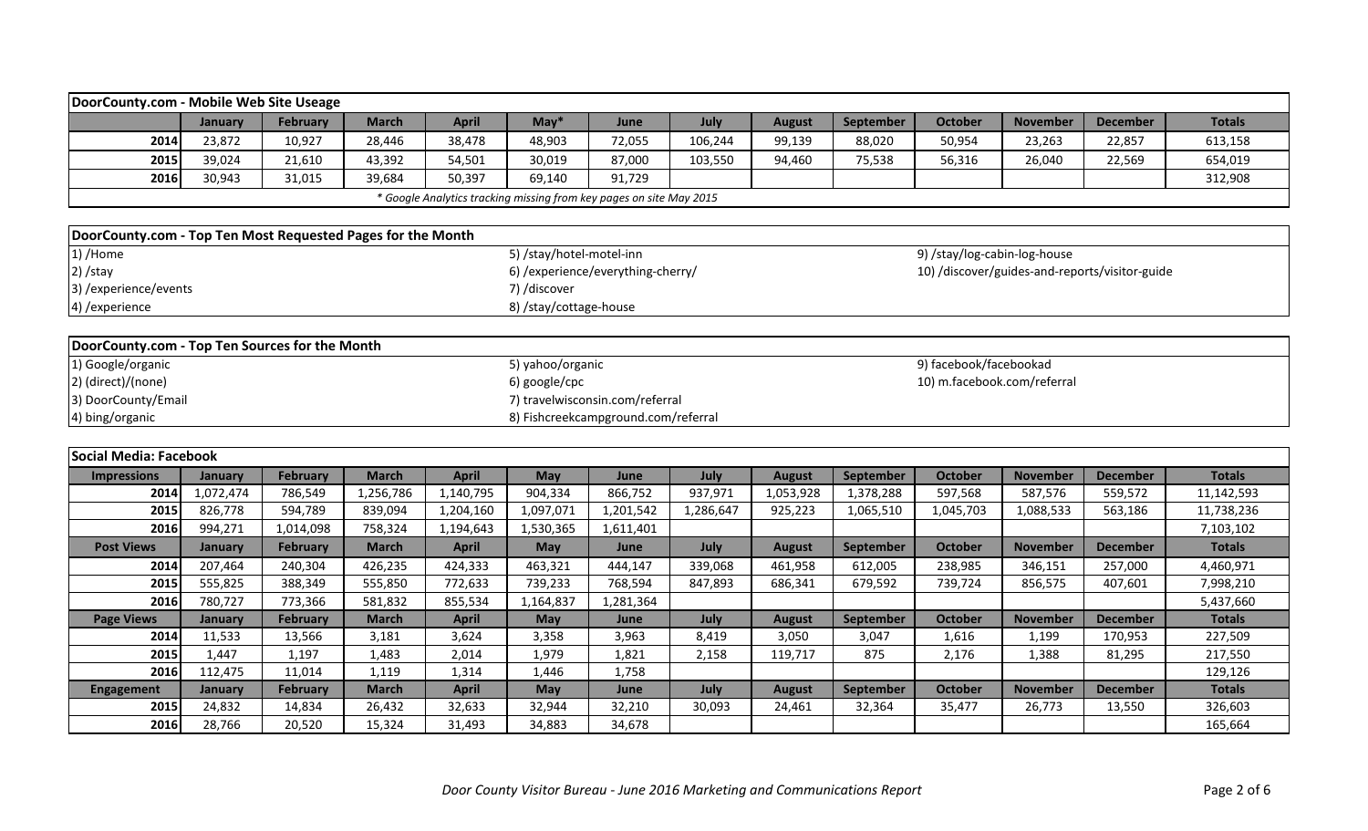## DoorCounty.com - Mobile Web Site Useage

| | January | February | March | April | May* | June | July | August | September | October | November | December | Totals |
|---|---|---|---|---|---|---|---|---|---|---|---|---|---|
| 2014 | 23,872 | 10,927 | 28,446 | 38,478 | 48,903 | 72,055 | 106,244 | 99,139 | 88,020 | 50,954 | 23,263 | 22,857 | 613,158 |
| 2015 | 39,024 | 21,610 | 43,392 | 54,501 | 30,019 | 87,000 | 103,550 | 94,460 | 75,538 | 56,316 | 26,040 | 22,569 | 654,019 |
| 2016 | 30,943 | 31,015 | 39,684 | 50,397 | 69,140 | 91,729 | | | | | | | 312,908 |

*\* Google Analytics tracking missing from key pages on site May 2015*

## DoorCounty.com - Top Ten Most Requested Pages for the Month

1) /Home
2) /stay
3) /experience/events
4) /experience
5) /stay/hotel-motel-inn
6) /experience/everything-cherry/
7) /discover
8) /stay/cottage-house
9) /stay/log-cabin-log-house
10) /discover/guides-and-reports/visitor-guide

## DoorCounty.com - Top Ten Sources for the Month

1) Google/organic
2) (direct)/(none)
3) DoorCounty/Email
4) bing/organic
5) yahoo/organic
6) google/cpc
7) travelwisconsin.com/referral
8) Fishcreekcampground.com/referral
9) facebook/facebookad
10) m.facebook.com/referral

## Social Media: Facebook

| Impressions | January | February | March | April | May | June | July | August | September | October | November | December | Totals |
|---|---|---|---|---|---|---|---|---|---|---|---|---|---|
| 2014 | 1,072,474 | 786,549 | 1,256,786 | 1,140,795 | 904,334 | 866,752 | 937,971 | 1,053,928 | 1,378,288 | 597,568 | 587,576 | 559,572 | 11,142,593 |
| 2015 | 826,778 | 594,789 | 839,094 | 1,204,160 | 1,097,071 | 1,201,542 | 1,286,647 | 925,223 | 1,065,510 | 1,045,703 | 1,088,533 | 563,186 | 11,738,236 |
| 2016 | 994,271 | 1,014,098 | 758,324 | 1,194,643 | 1,530,365 | 1,611,401 | | | | | | | 7,103,102 |
| **Post Views** | **January** | **February** | **March** | **April** | **May** | **June** | **July** | **August** | **September** | **October** | **November** | **December** | **Totals** |
| 2014 | 207,464 | 240,304 | 426,235 | 424,333 | 463,321 | 444,147 | 339,068 | 461,958 | 612,005 | 238,985 | 346,151 | 257,000 | 4,460,971 |
| 2015 | 555,825 | 388,349 | 555,850 | 772,633 | 739,233 | 768,594 | 847,893 | 686,341 | 679,592 | 739,724 | 856,575 | 407,601 | 7,998,210 |
| 2016 | 780,727 | 773,366 | 581,832 | 855,534 | 1,164,837 | 1,281,364 | | | | | | | 5,437,660 |
| **Page Views** | **January** | **February** | **March** | **April** | **May** | **June** | **July** | **August** | **September** | **October** | **November** | **December** | **Totals** |
| 2014 | 11,533 | 13,566 | 3,181 | 3,624 | 3,358 | 3,963 | 8,419 | 3,050 | 3,047 | 1,616 | 1,199 | 170,953 | 227,509 |
| 2015 | 1,447 | 1,197 | 1,483 | 2,014 | 1,979 | 1,821 | 2,158 | 119,717 | 875 | 2,176 | 1,388 | 81,295 | 217,550 |
| 2016 | 112,475 | 11,014 | 1,119 | 1,314 | 1,446 | 1,758 | | | | | | | 129,126 |
| **Engagement** | **January** | **February** | **March** | **April** | **May** | **June** | **July** | **August** | **September** | **October** | **November** | **December** | **Totals** |
| 2015 | 24,832 | 14,834 | 26,432 | 32,633 | 32,944 | 32,210 | 30,093 | 24,461 | 32,364 | 35,477 | 26,773 | 13,550 | 326,603 |
| 2016 | 28,766 | 20,520 | 15,324 | 31,493 | 34,883 | 34,678 | | | | | | | 165,664 |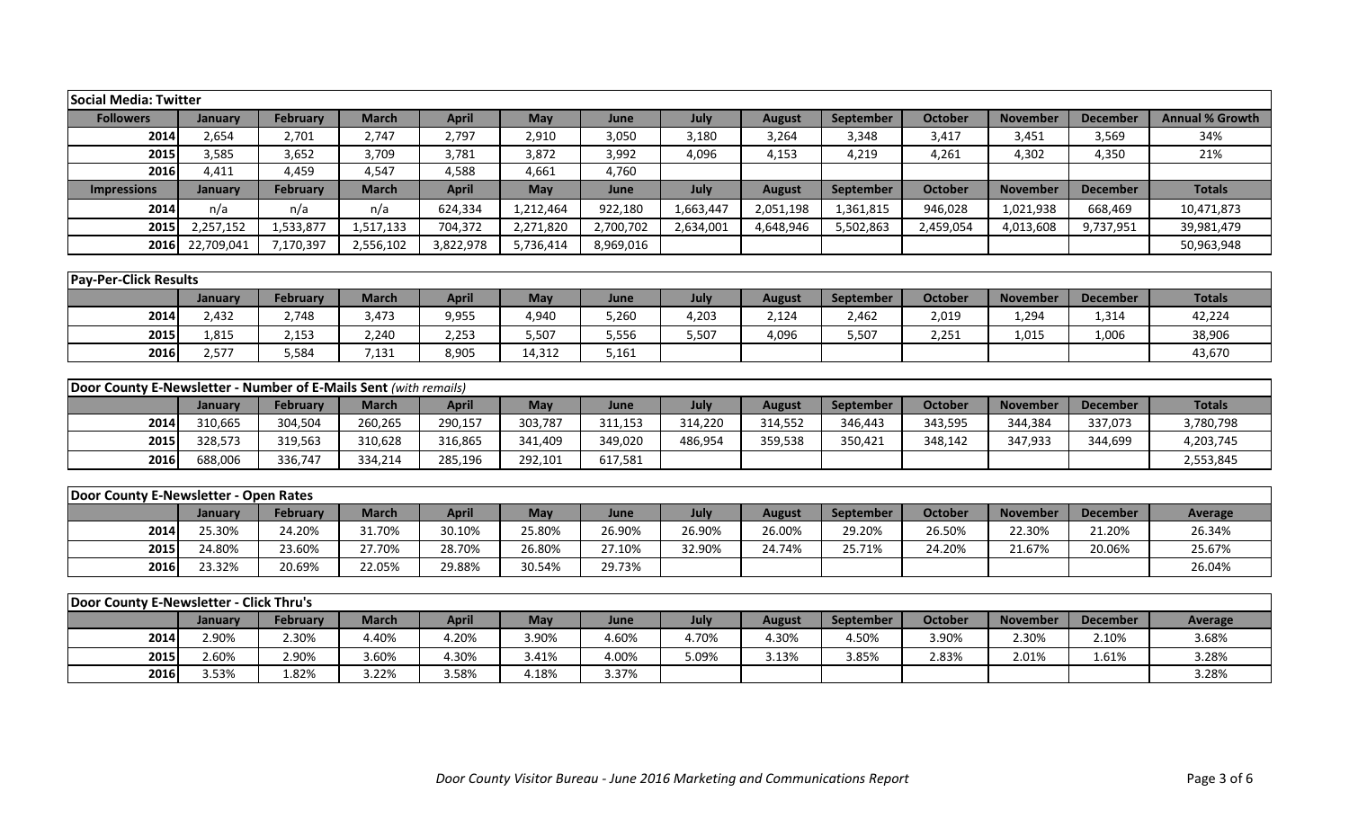## Social Media: Twitter

| Followers | January | February | March | April | May | June | July | August | September | October | November | December | Annual % Growth |
|---|---|---|---|---|---|---|---|---|---|---|---|---|---|
| 2014 | 2,654 | 2,701 | 2,747 | 2,797 | 2,910 | 3,050 | 3,180 | 3,264 | 3,348 | 3,417 | 3,451 | 3,569 | 34% |
| 2015 | 3,585 | 3,652 | 3,709 | 3,781 | 3,872 | 3,992 | 4,096 | 4,153 | 4,219 | 4,261 | 4,302 | 4,350 | 21% |
| 2016 | 4,411 | 4,459 | 4,547 | 4,588 | 4,661 | 4,760 | | | | | | | |
| **Impressions** | **January** | **February** | **March** | **April** | **May** | **June** | **July** | **August** | **September** | **October** | **November** | **December** | **Totals** |
| 2014 | n/a | n/a | n/a | 624,334 | 1,212,464 | 922,180 | 1,663,447 | 2,051,198 | 1,361,815 | 946,028 | 1,021,938 | 668,469 | 10,471,873 |
| 2015 | 2,257,152 | 1,533,877 | 1,517,133 | 704,372 | 2,271,820 | 2,700,702 | 2,634,001 | 4,648,946 | 5,502,863 | 2,459,054 | 4,013,608 | 9,737,951 | 39,981,479 |
| 2016 | 22,709,041 | 7,170,397 | 2,556,102 | 3,822,978 | 5,736,414 | 8,969,016 | | | | | | | 50,963,948 |

## Pay-Per-Click Results

| | January | February | March | April | May | June | July | August | September | October | November | December | Totals |
|---|---|---|---|---|---|---|---|---|---|---|---|---|---|
| 2014 | 2,432 | 2,748 | 3,473 | 9,955 | 4,940 | 5,260 | 4,203 | 2,124 | 2,462 | 2,019 | 1,294 | 1,314 | 42,224 |
| 2015 | 1,815 | 2,153 | 2,240 | 2,253 | 5,507 | 5,556 | 5,507 | 4,096 | 5,507 | 2,251 | 1,015 | 1,006 | 38,906 |
| 2016 | 2,577 | 5,584 | 7,131 | 8,905 | 14,312 | 5,161 | | | | | | | 43,670 |

## Door County E-Newsletter - Number of E-Mails Sent *(with remails)*

| | January | February | March | April | May | June | July | August | September | October | November | December | Totals |
|---|---|---|---|---|---|---|---|---|---|---|---|---|---|
| 2014 | 310,665 | 304,504 | 260,265 | 290,157 | 303,787 | 311,153 | 314,220 | 314,552 | 346,443 | 343,595 | 344,384 | 337,073 | 3,780,798 |
| 2015 | 328,573 | 319,563 | 310,628 | 316,865 | 341,409 | 349,020 | 486,954 | 359,538 | 350,421 | 348,142 | 347,933 | 344,699 | 4,203,745 |
| 2016 | 688,006 | 336,747 | 334,214 | 285,196 | 292,101 | 617,581 | | | | | | | 2,553,845 |

## Door County E-Newsletter - Open Rates

| | January | February | March | April | May | June | July | August | September | October | November | December | Average |
|---|---|---|---|---|---|---|---|---|---|---|---|---|---|
| 2014 | 25.30% | 24.20% | 31.70% | 30.10% | 25.80% | 26.90% | 26.90% | 26.00% | 29.20% | 26.50% | 22.30% | 21.20% | 26.34% |
| 2015 | 24.80% | 23.60% | 27.70% | 28.70% | 26.80% | 27.10% | 32.90% | 24.74% | 25.71% | 24.20% | 21.67% | 20.06% | 25.67% |
| 2016 | 23.32% | 20.69% | 22.05% | 29.88% | 30.54% | 29.73% | | | | | | | 26.04% |

## Door County E-Newsletter - Click Thru's

| | January | February | March | April | May | June | July | August | September | October | November | December | Average |
|---|---|---|---|---|---|---|---|---|---|---|---|---|---|
| 2014 | 2.90% | 2.30% | 4.40% | 4.20% | 3.90% | 4.60% | 4.70% | 4.30% | 4.50% | 3.90% | 2.30% | 2.10% | 3.68% |
| 2015 | 2.60% | 2.90% | 3.60% | 4.30% | 3.41% | 4.00% | 5.09% | 3.13% | 3.85% | 2.83% | 2.01% | 1.61% | 3.28% |
| 2016 | 3.53% | 1.82% | 3.22% | 3.58% | 4.18% | 3.37% | | | | | | | 3.28% |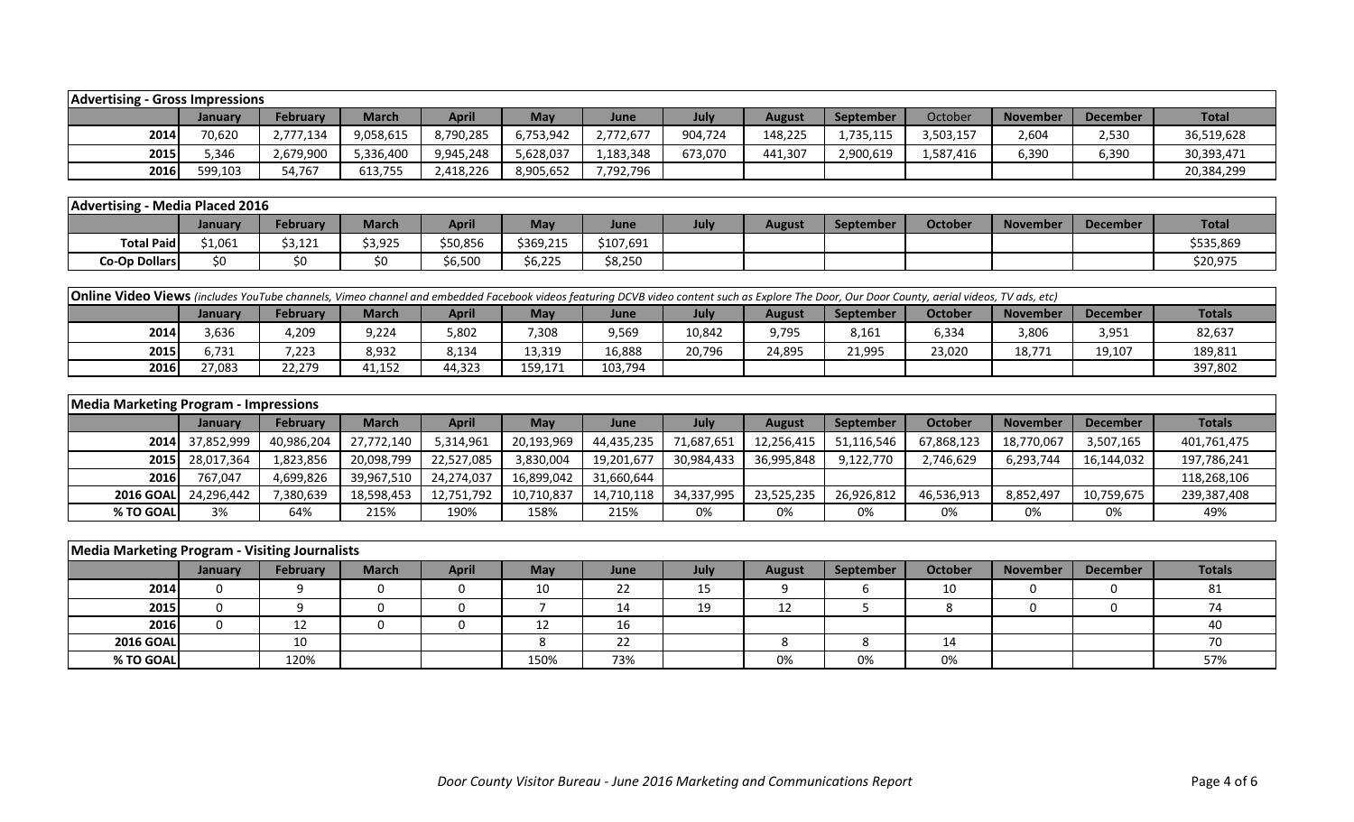| Advertising - Gross Impressions | | | | | | | | | | | | | |
|---|---|---|---|---|---|---|---|---|---|---|---|---|---|
| | January | February | March | April | May | June | July | August | September | October | November | December | Total |
| 2014 | 70,620 | 2,777,134 | 9,058,615 | 8,790,285 | 6,753,942 | 2,772,677 | 904,724 | 148,225 | 1,735,115 | 3,503,157 | 2,604 | 2,530 | 36,519,628 |
| 2015 | 5,346 | 2,679,900 | 5,336,400 | 9,945,248 | 5,628,037 | 1,183,348 | 673,070 | 441,307 | 2,900,619 | 1,587,416 | 6,390 | 6,390 | 30,393,471 |
| 2016 | 599,103 | 54,767 | 613,755 | 2,418,226 | 8,905,652 | 7,792,796 | | | | | | | 20,384,299 |

| Advertising - Media Placed 2016 | | | | | | | | | | | | | |
|---|---|---|---|---|---|---|---|---|---|---|---|---|---|
| | January | February | March | April | May | June | July | August | September | October | November | December | Total |
| Total Paid | $1,061 | $3,121 | $3,925 | $50,856 | $369,215 | $107,691 | | | | | | | $535,869 |
| Co-Op Dollars | $0 | $0 | $0 | $6,500 | $6,225 | $8,250 | | | | | | | $20,975 |

| **Online Video Views** *(includes YouTube channels, Vimeo channel and embedded Facebook videos featuring DCVB video content such as Explore The Door, Our Door County, aerial videos, TV ads, etc)* | | | | | | | | | | | | | |
|---|---|---|---|---|---|---|---|---|---|---|---|---|---|
| | January | February | March | April | May | June | July | August | September | October | November | December | Totals |
| 2014 | 3,636 | 4,209 | 9,224 | 5,802 | 7,308 | 9,569 | 10,842 | 9,795 | 8,161 | 6,334 | 3,806 | 3,951 | 82,637 |
| 2015 | 6,731 | 7,223 | 8,932 | 8,134 | 13,319 | 16,888 | 20,796 | 24,895 | 21,995 | 23,020 | 18,771 | 19,107 | 189,811 |
| 2016 | 27,083 | 22,279 | 41,152 | 44,323 | 159,171 | 103,794 | | | | | | | 397,802 |

| Media Marketing Program - Impressions | | | | | | | | | | | | | |
|---|---|---|---|---|---|---|---|---|---|---|---|---|---|
| | January | February | March | April | May | June | July | August | September | October | November | December | Totals |
| 2014 | 37,852,999 | 40,986,204 | 27,772,140 | 5,314,961 | 20,193,969 | 44,435,235 | 71,687,651 | 12,256,415 | 51,116,546 | 67,868,123 | 18,770,067 | 3,507,165 | 401,761,475 |
| 2015 | 28,017,364 | 1,823,856 | 20,098,799 | 22,527,085 | 3,830,004 | 19,201,677 | 30,984,433 | 36,995,848 | 9,122,770 | 2,746,629 | 6,293,744 | 16,144,032 | 197,786,241 |
| 2016 | 767,047 | 4,699,826 | 39,967,510 | 24,274,037 | 16,899,042 | 31,660,644 | | | | | | | 118,268,106 |
| 2016 GOAL | 24,296,442 | 7,380,639 | 18,598,453 | 12,751,792 | 10,710,837 | 14,710,118 | 34,337,995 | 23,525,235 | 26,926,812 | 46,536,913 | 8,852,497 | 10,759,675 | 239,387,408 |
| % TO GOAL | 3% | 64% | 215% | 190% | 158% | 215% | 0% | 0% | 0% | 0% | 0% | 0% | 49% |

| Media Marketing Program - Visiting Journalists | | | | | | | | | | | | | |
|---|---|---|---|---|---|---|---|---|---|---|---|---|---|
| | January | February | March | April | May | June | July | August | September | October | November | December | Totals |
| 2014 | 0 | 9 | 0 | 0 | 10 | 22 | 15 | 9 | 6 | 10 | 0 | 0 | 81 |
| 2015 | 0 | 9 | 0 | 0 | 7 | 14 | 19 | 12 | 5 | 8 | 0 | 0 | 74 |
| 2016 | 0 | 12 | 0 | 0 | 12 | 16 | | | | | | | 40 |
| 2016 GOAL | | 10 | | | 8 | 22 | | 8 | 8 | 14 | | | 70 |
| % TO GOAL | | 120% | | | 150% | 73% | | 0% | 0% | 0% | | | 57% |

*Door County Visitor Bureau - June 2016 Marketing and Communications Report*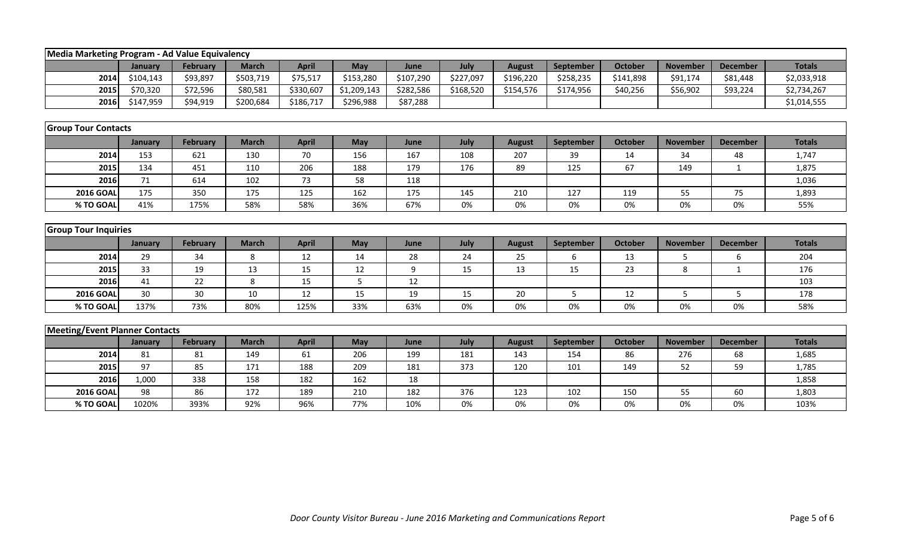| Media Marketing Program - Ad Value Equivalency | | | | | | | | | | | | | |
|---|---|---|---|---|---|---|---|---|---|---|---|---|---|
| | January | February | March | April | May | June | July | August | September | October | November | December | Totals |
| 2014 | $104,143 | $93,897 | $503,719 | $75,517 | $153,280 | $107,290 | $227,097 | $196,220 | $258,235 | $141,898 | $91,174 | $81,448 | $2,033,918 |
| 2015 | $70,320 | $72,596 | $80,581 | $330,607 | $1,209,143 | $282,586 | $168,520 | $154,576 | $174,956 | $40,256 | $56,902 | $93,224 | $2,734,267 |
| 2016 | $147,959 | $94,919 | $200,684 | $186,717 | $296,988 | $87,288 | | | | | | | $1,014,555 |

| Group Tour Contacts | | | | | | | | | | | | | |
|---|---|---|---|---|---|---|---|---|---|---|---|---|---|
| | January | February | March | April | May | June | July | August | September | October | November | December | Totals |
| 2014 | 153 | 621 | 130 | 70 | 156 | 167 | 108 | 207 | 39 | 14 | 34 | 48 | 1,747 |
| 2015 | 134 | 451 | 110 | 206 | 188 | 179 | 176 | 89 | 125 | 67 | 149 | 1 | 1,875 |
| 2016 | 71 | 614 | 102 | 73 | 58 | 118 | | | | | | | 1,036 |
| 2016 GOAL | 175 | 350 | 175 | 125 | 162 | 175 | 145 | 210 | 127 | 119 | 55 | 75 | 1,893 |
| % TO GOAL | 41% | 175% | 58% | 58% | 36% | 67% | 0% | 0% | 0% | 0% | 0% | 0% | 55% |

| Group Tour Inquiries | | | | | | | | | | | | | |
|---|---|---|---|---|---|---|---|---|---|---|---|---|---|
| | January | February | March | April | May | June | July | August | September | October | November | December | Totals |
| 2014 | 29 | 34 | 8 | 12 | 14 | 28 | 24 | 25 | 6 | 13 | 5 | 6 | 204 |
| 2015 | 33 | 19 | 13 | 15 | 12 | 9 | 15 | 13 | 15 | 23 | 8 | 1 | 176 |
| 2016 | 41 | 22 | 8 | 15 | 5 | 12 | | | | | | | 103 |
| 2016 GOAL | 30 | 30 | 10 | 12 | 15 | 19 | 15 | 20 | 5 | 12 | 5 | 5 | 178 |
| % TO GOAL | 137% | 73% | 80% | 125% | 33% | 63% | 0% | 0% | 0% | 0% | 0% | 0% | 58% |

| Meeting/Event Planner Contacts | | | | | | | | | | | | | |
|---|---|---|---|---|---|---|---|---|---|---|---|---|---|
| | January | February | March | April | May | June | July | August | September | October | November | December | Totals |
| 2014 | 81 | 81 | 149 | 61 | 206 | 199 | 181 | 143 | 154 | 86 | 276 | 68 | 1,685 |
| 2015 | 97 | 85 | 171 | 188 | 209 | 181 | 373 | 120 | 101 | 149 | 52 | 59 | 1,785 |
| 2016 | 1,000 | 338 | 158 | 182 | 162 | 18 | | | | | | | 1,858 |
| 2016 GOAL | 98 | 86 | 172 | 189 | 210 | 182 | 376 | 123 | 102 | 150 | 55 | 60 | 1,803 |
| % TO GOAL | 1020% | 393% | 92% | 96% | 77% | 10% | 0% | 0% | 0% | 0% | 0% | 0% | 103% |

*Door County Visitor Bureau - June 2016 Marketing and Communications Report*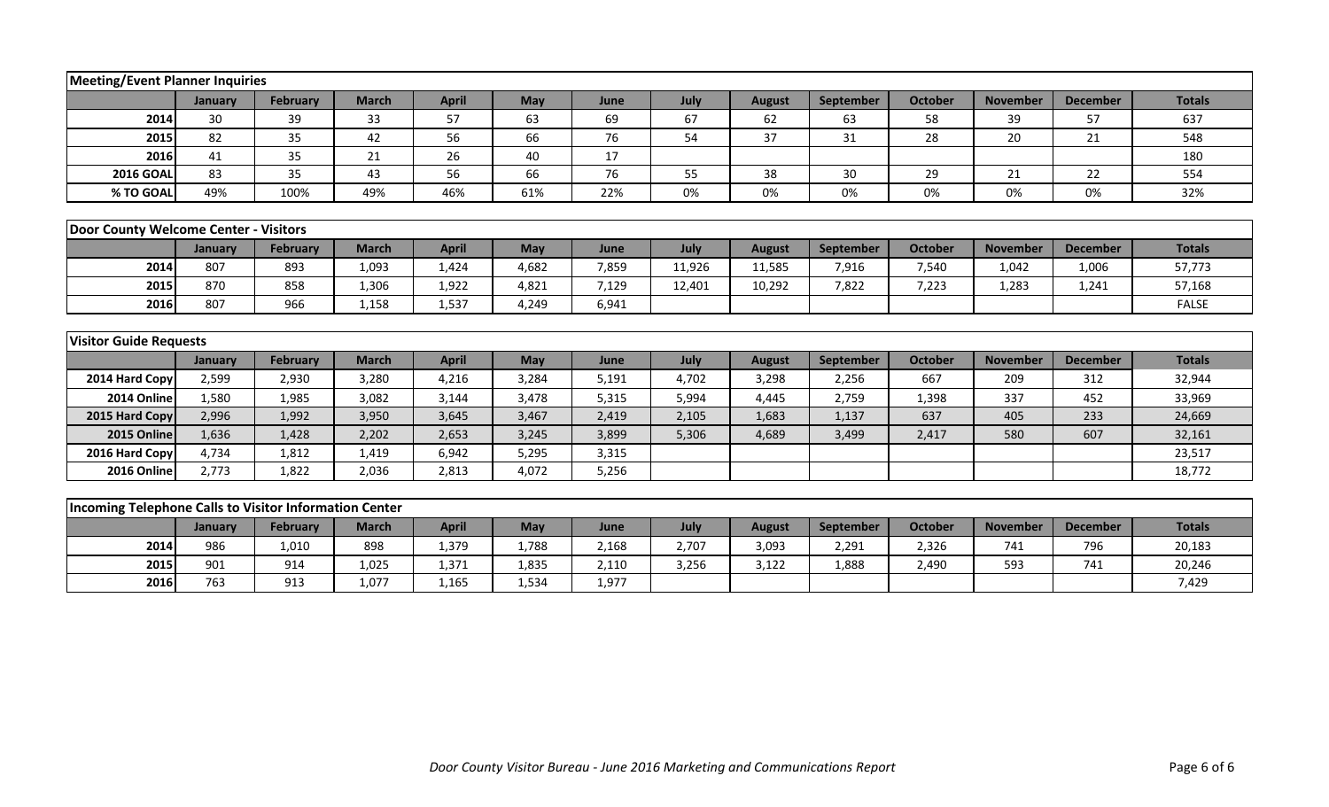| Meeting/Event Planner Inquiries | | | | | | | | | | | | | |
|---|---|---|---|---|---|---|---|---|---|---|---|---|---|
| | January | February | March | April | May | June | July | August | September | October | November | December | Totals |
| 2014 | 30 | 39 | 33 | 57 | 63 | 69 | 67 | 62 | 63 | 58 | 39 | 57 | 637 |
| 2015 | 82 | 35 | 42 | 56 | 66 | 76 | 54 | 37 | 31 | 28 | 20 | 21 | 548 |
| 2016 | 41 | 35 | 21 | 26 | 40 | 17 | | | | | | | 180 |
| 2016 GOAL | 83 | 35 | 43 | 56 | 66 | 76 | 55 | 38 | 30 | 29 | 21 | 22 | 554 |
| % TO GOAL | 49% | 100% | 49% | 46% | 61% | 22% | 0% | 0% | 0% | 0% | 0% | 0% | 32% |

| Door County Welcome Center - Visitors | | | | | | | | | | | | | |
|---|---|---|---|---|---|---|---|---|---|---|---|---|---|
| | January | February | March | April | May | June | July | August | September | October | November | December | Totals |
| 2014 | 807 | 893 | 1,093 | 1,424 | 4,682 | 7,859 | 11,926 | 11,585 | 7,916 | 7,540 | 1,042 | 1,006 | 57,773 |
| 2015 | 870 | 858 | 1,306 | 1,922 | 4,821 | 7,129 | 12,401 | 10,292 | 7,822 | 7,223 | 1,283 | 1,241 | 57,168 |
| 2016 | 807 | 966 | 1,158 | 1,537 | 4,249 | 6,941 | | | | | | | FALSE |

| Visitor Guide Requests | | | | | | | | | | | | | |
|---|---|---|---|---|---|---|---|---|---|---|---|---|---|
| | January | February | March | April | May | June | July | August | September | October | November | December | Totals |
| 2014 Hard Copy | 2,599 | 2,930 | 3,280 | 4,216 | 3,284 | 5,191 | 4,702 | 3,298 | 2,256 | 667 | 209 | 312 | 32,944 |
| 2014 Online | 1,580 | 1,985 | 3,082 | 3,144 | 3,478 | 5,315 | 5,994 | 4,445 | 2,759 | 1,398 | 337 | 452 | 33,969 |
| 2015 Hard Copy | 2,996 | 1,992 | 3,950 | 3,645 | 3,467 | 2,419 | 2,105 | 1,683 | 1,137 | 637 | 405 | 233 | 24,669 |
| 2015 Online | 1,636 | 1,428 | 2,202 | 2,653 | 3,245 | 3,899 | 5,306 | 4,689 | 3,499 | 2,417 | 580 | 607 | 32,161 |
| 2016 Hard Copy | 4,734 | 1,812 | 1,419 | 6,942 | 5,295 | 3,315 | | | | | | | 23,517 |
| 2016 Online | 2,773 | 1,822 | 2,036 | 2,813 | 4,072 | 5,256 | | | | | | | 18,772 |

| Incoming Telephone Calls to Visitor Information Center | | | | | | | | | | | | | |
|---|---|---|---|---|---|---|---|---|---|---|---|---|---|
| | January | February | March | April | May | June | July | August | September | October | November | December | Totals |
| 2014 | 986 | 1,010 | 898 | 1,379 | 1,788 | 2,168 | 2,707 | 3,093 | 2,291 | 2,326 | 741 | 796 | 20,183 |
| 2015 | 901 | 914 | 1,025 | 1,371 | 1,835 | 2,110 | 3,256 | 3,122 | 1,888 | 2,490 | 593 | 741 | 20,246 |
| 2016 | 763 | 913 | 1,077 | 1,165 | 1,534 | 1,977 | | | | | | | 7,429 |